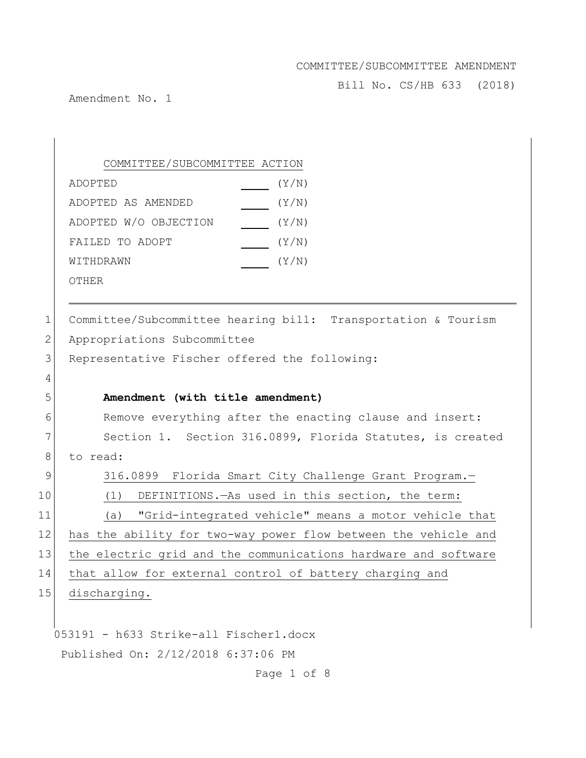COMMITTEE/SUBCOMMITTEE AMENDMENT

Bill No. CS/HB 633 (2018)

Amendment No. 1

COMMITTEE/SUBCOMMITTEE ACTION

| | | |
|---|---|---|
| ADOPTED | ____ | (Y/N) |
| ADOPTED AS AMENDED | ____ | (Y/N) |
| ADOPTED W/O OBJECTION | ____ | (Y/N) |
| FAILED TO ADOPT | ____ | (Y/N) |
| WITHDRAWN | ____ | (Y/N) |
| OTHER | | |

---

1 Committee/Subcommittee hearing bill: Transportation & Tourism
2 Appropriations Subcommittee
3 Representative Fischer offered the following:
4
5 **Amendment (with title amendment)**
6 Remove everything after the enacting clause and insert:
7 Section 1. Section 316.0899, Florida Statutes, is created
8 to read:
9 316.0899 Florida Smart City Challenge Grant Program.—
10 (1) DEFINITIONS.—As used in this section, the term:
11 (a) "Grid-integrated vehicle" means a motor vehicle that
12 has the ability for two-way power flow between the vehicle and
13 the electric grid and the communications hardware and software
14 that allow for external control of battery charging and
15 discharging.

053191 - h633 Strike-all Fischer1.docx

Published On: 2/12/2018 6:37:06 PM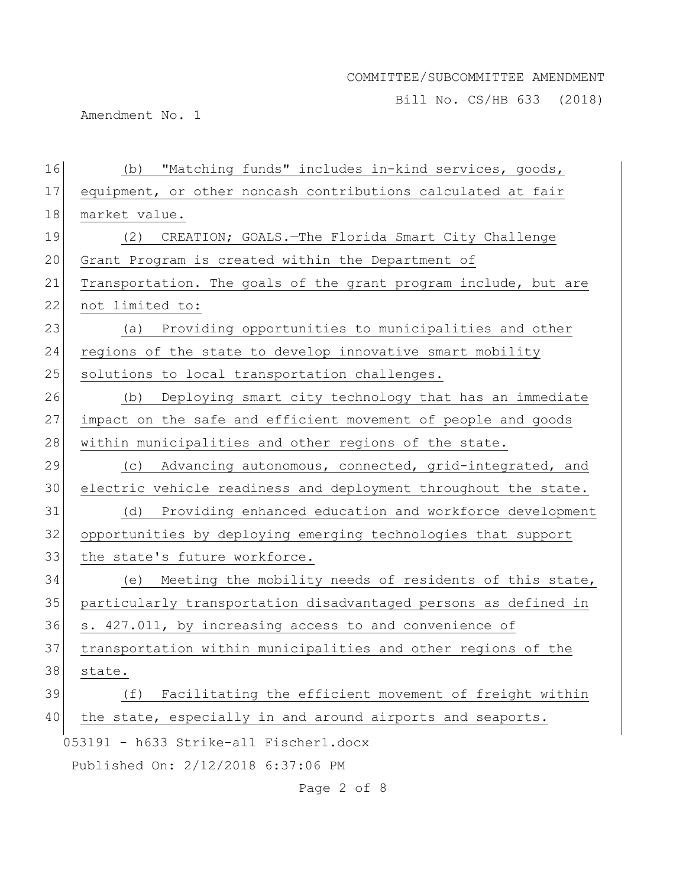(b) "Matching funds" includes in-kind services, goods, equipment, or other noncash contributions calculated at fair market value.

(2) CREATION; GOALS.—The Florida Smart City Challenge Grant Program is created within the Department of Transportation. The goals of the grant program include, but are not limited to:

(a) Providing opportunities to municipalities and other regions of the state to develop innovative smart mobility solutions to local transportation challenges.

(b) Deploying smart city technology that has an immediate impact on the safe and efficient movement of people and goods within municipalities and other regions of the state.

(c) Advancing autonomous, connected, grid-integrated, and electric vehicle readiness and deployment throughout the state.

(d) Providing enhanced education and workforce development opportunities by deploying emerging technologies that support the state's future workforce.

(e) Meeting the mobility needs of residents of this state, particularly transportation disadvantaged persons as defined in s. 427.011, by increasing access to and convenience of transportation within municipalities and other regions of the state.

(f) Facilitating the efficient movement of freight within the state, especially in and around airports and seaports.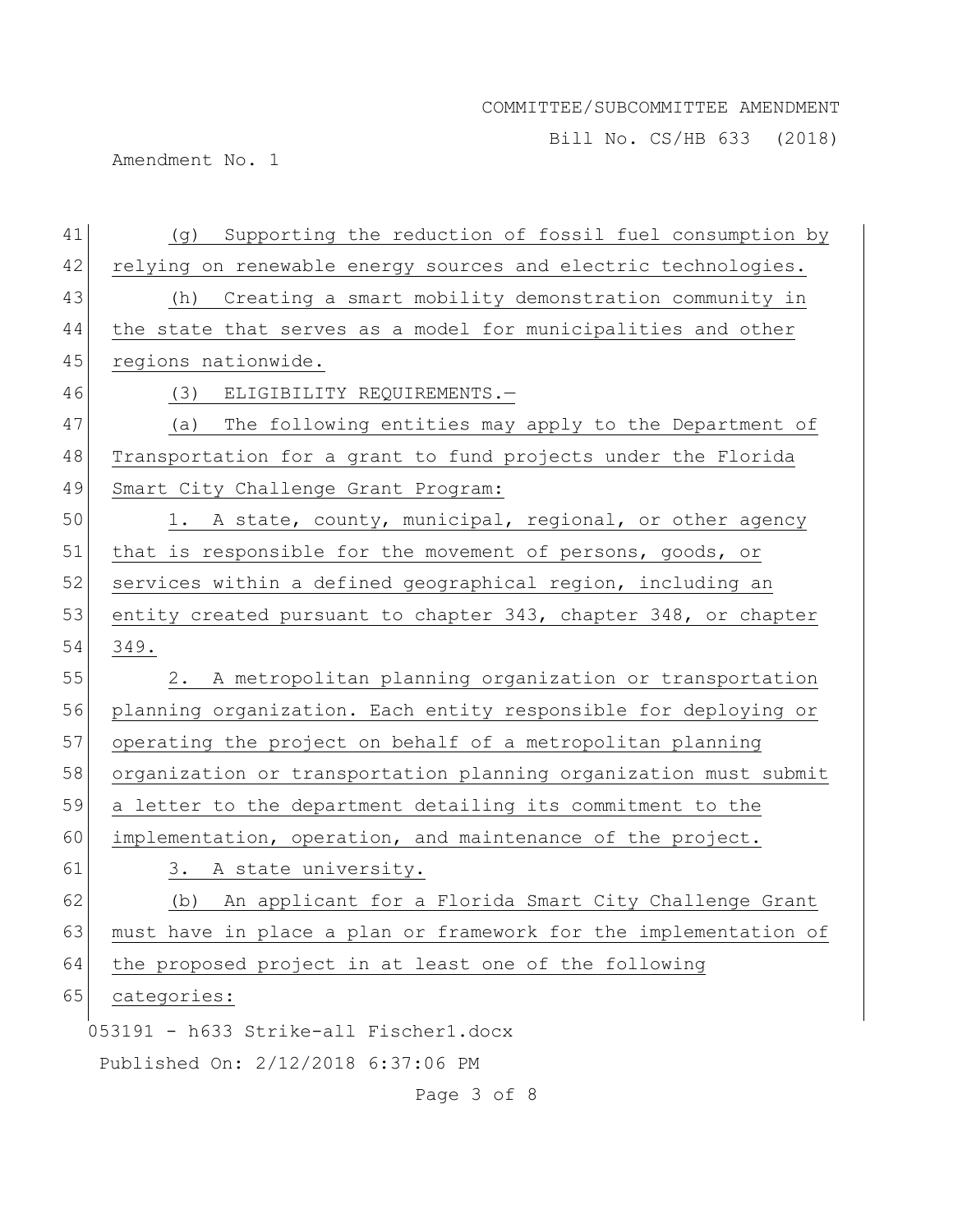(g) Supporting the reduction of fossil fuel consumption by relying on renewable energy sources and electric technologies.

(h) Creating a smart mobility demonstration community in the state that serves as a model for municipalities and other regions nationwide.

(3) ELIGIBILITY REQUIREMENTS.—

(a) The following entities may apply to the Department of Transportation for a grant to fund projects under the Florida Smart City Challenge Grant Program:

1. A state, county, municipal, regional, or other agency that is responsible for the movement of persons, goods, or services within a defined geographical region, including an entity created pursuant to chapter 343, chapter 348, or chapter 349.

2. A metropolitan planning organization or transportation planning organization. Each entity responsible for deploying or operating the project on behalf of a metropolitan planning organization or transportation planning organization must submit a letter to the department detailing its commitment to the implementation, operation, and maintenance of the project.

3. A state university.

(b) An applicant for a Florida Smart City Challenge Grant must have in place a plan or framework for the implementation of the proposed project in at least one of the following categories: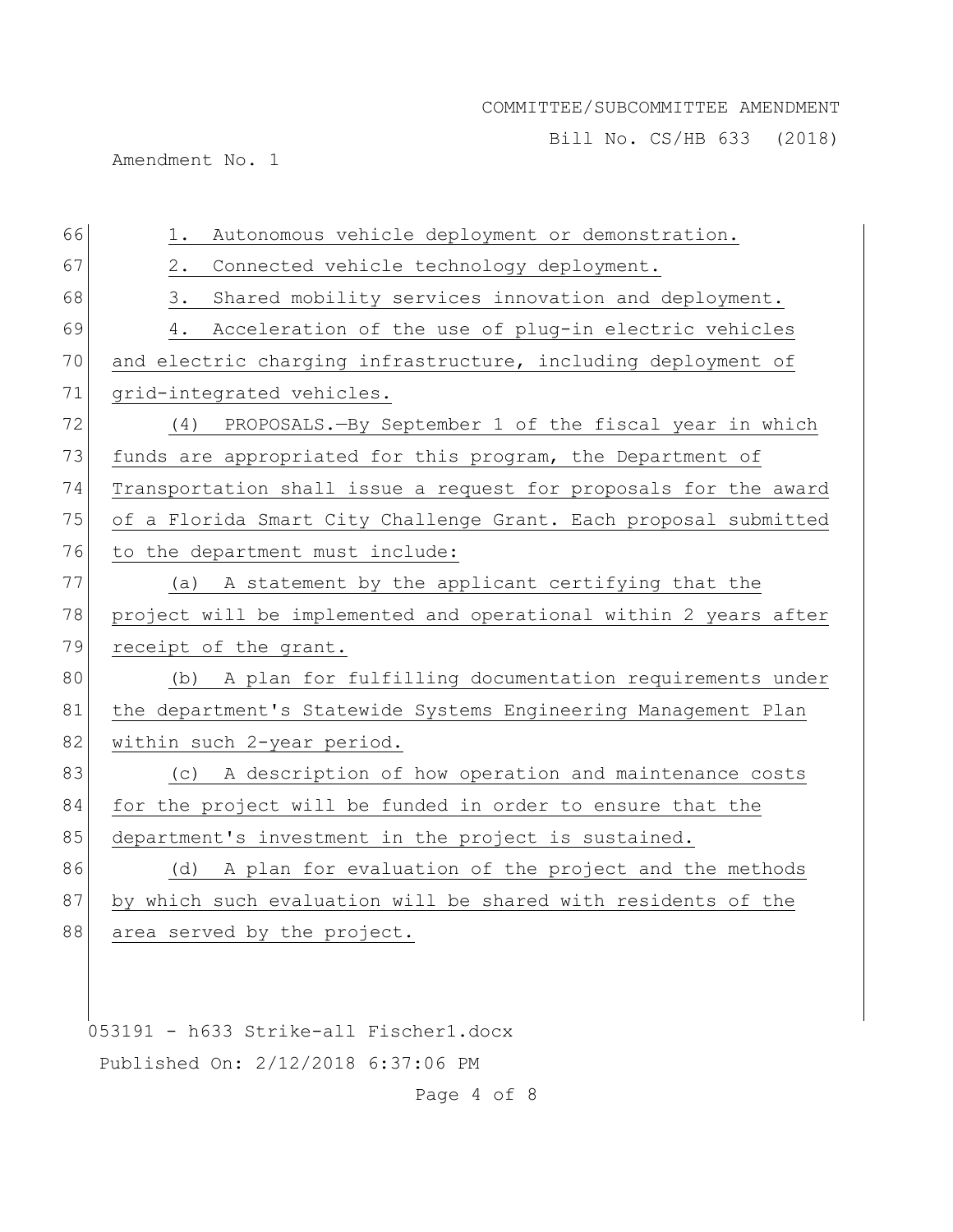1. Autonomous vehicle deployment or demonstration.

2. Connected vehicle technology deployment.

3. Shared mobility services innovation and deployment.

4. Acceleration of the use of plug-in electric vehicles and electric charging infrastructure, including deployment of grid-integrated vehicles.

(4) PROPOSALS.—By September 1 of the fiscal year in which funds are appropriated for this program, the Department of Transportation shall issue a request for proposals for the award of a Florida Smart City Challenge Grant. Each proposal submitted to the department must include:

(a) A statement by the applicant certifying that the project will be implemented and operational within 2 years after receipt of the grant.

(b) A plan for fulfilling documentation requirements under the department's Statewide Systems Engineering Management Plan within such 2-year period.

(c) A description of how operation and maintenance costs for the project will be funded in order to ensure that the department's investment in the project is sustained.

(d) A plan for evaluation of the project and the methods by which such evaluation will be shared with residents of the area served by the project.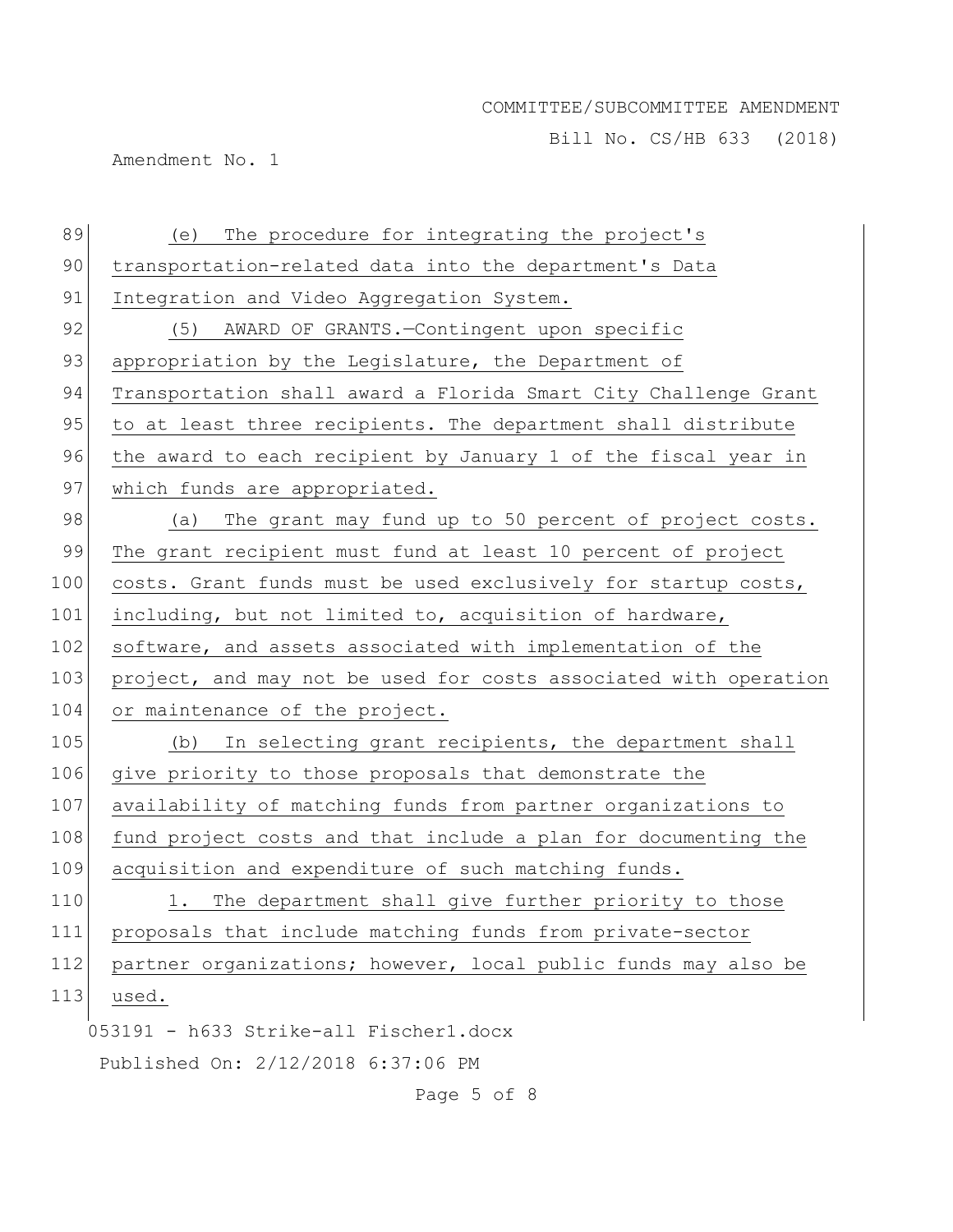(e) The procedure for integrating the project's transportation-related data into the department's Data Integration and Video Aggregation System.

(5) AWARD OF GRANTS.—Contingent upon specific appropriation by the Legislature, the Department of Transportation shall award a Florida Smart City Challenge Grant to at least three recipients. The department shall distribute the award to each recipient by January 1 of the fiscal year in which funds are appropriated.

(a) The grant may fund up to 50 percent of project costs. The grant recipient must fund at least 10 percent of project costs. Grant funds must be used exclusively for startup costs, including, but not limited to, acquisition of hardware, software, and assets associated with implementation of the project, and may not be used for costs associated with operation or maintenance of the project.

(b) In selecting grant recipients, the department shall give priority to those proposals that demonstrate the availability of matching funds from partner organizations to fund project costs and that include a plan for documenting the acquisition and expenditure of such matching funds.

1. The department shall give further priority to those proposals that include matching funds from private-sector partner organizations; however, local public funds may also be used.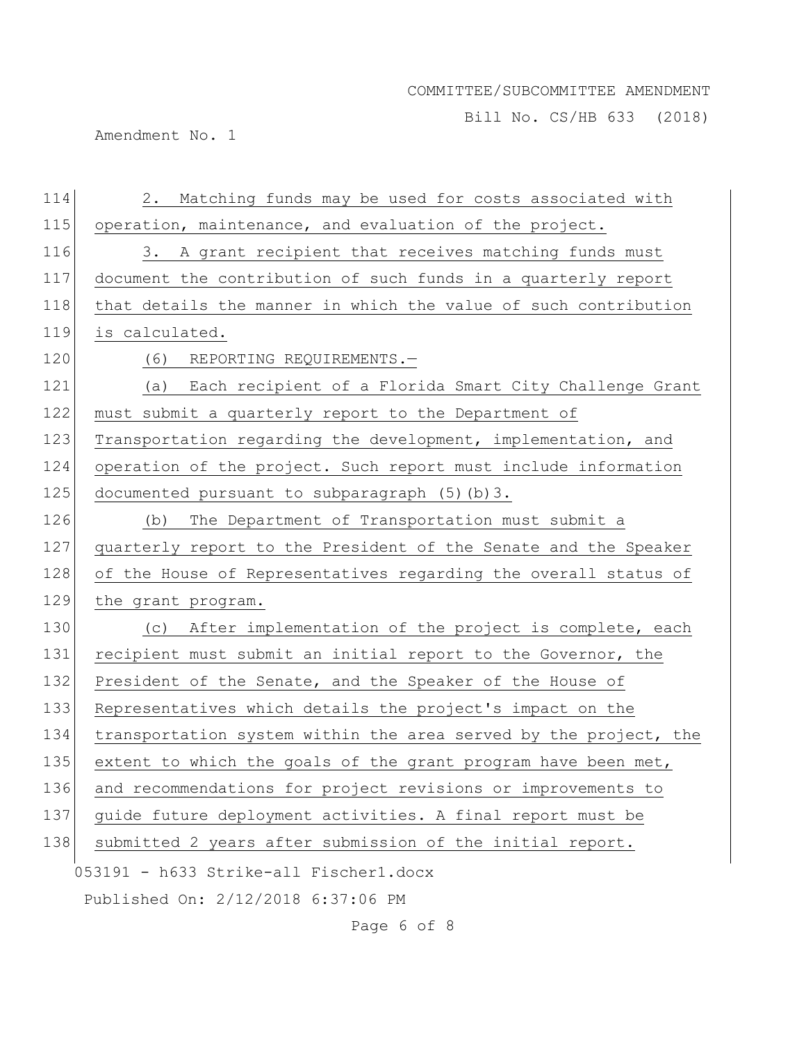2. Matching funds may be used for costs associated with operation, maintenance, and evaluation of the project.

3. A grant recipient that receives matching funds must document the contribution of such funds in a quarterly report that details the manner in which the value of such contribution is calculated.

(6) REPORTING REQUIREMENTS.—

(a) Each recipient of a Florida Smart City Challenge Grant must submit a quarterly report to the Department of Transportation regarding the development, implementation, and operation of the project. Such report must include information documented pursuant to subparagraph (5)(b)3.

(b) The Department of Transportation must submit a quarterly report to the President of the Senate and the Speaker of the House of Representatives regarding the overall status of the grant program.

(c) After implementation of the project is complete, each recipient must submit an initial report to the Governor, the President of the Senate, and the Speaker of the House of Representatives which details the project's impact on the transportation system within the area served by the project, the extent to which the goals of the grant program have been met, and recommendations for project revisions or improvements to guide future deployment activities. A final report must be submitted 2 years after submission of the initial report.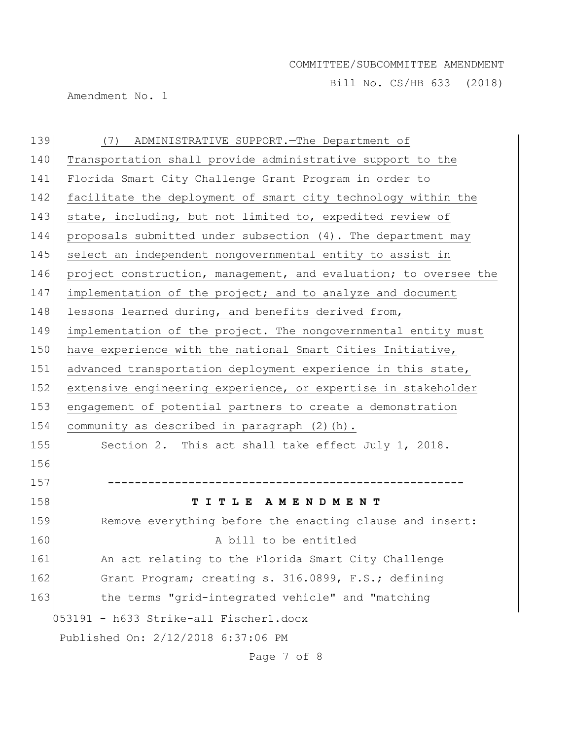(7) ADMINISTRATIVE SUPPORT.—The Department of Transportation shall provide administrative support to the Florida Smart City Challenge Grant Program in order to facilitate the deployment of smart city technology within the state, including, but not limited to, expedited review of proposals submitted under subsection (4). The department may select an independent nongovernmental entity to assist in project construction, management, and evaluation; to oversee the implementation of the project; and to analyze and document lessons learned during, and benefits derived from, implementation of the project. The nongovernmental entity must have experience with the national Smart Cities Initiative, advanced transportation deployment experience in this state, extensive engineering experience, or expertise in stakeholder engagement of potential partners to create a demonstration community as described in paragraph (2)(h).

Section 2. This act shall take effect July 1, 2018.

-----------------------------------------------------

**T I T L E A M E N D M E N T**

Remove everything before the enacting clause and insert:

A bill to be entitled

An act relating to the Florida Smart City Challenge Grant Program; creating s. 316.0899, F.S.; defining the terms "grid-integrated vehicle" and "matching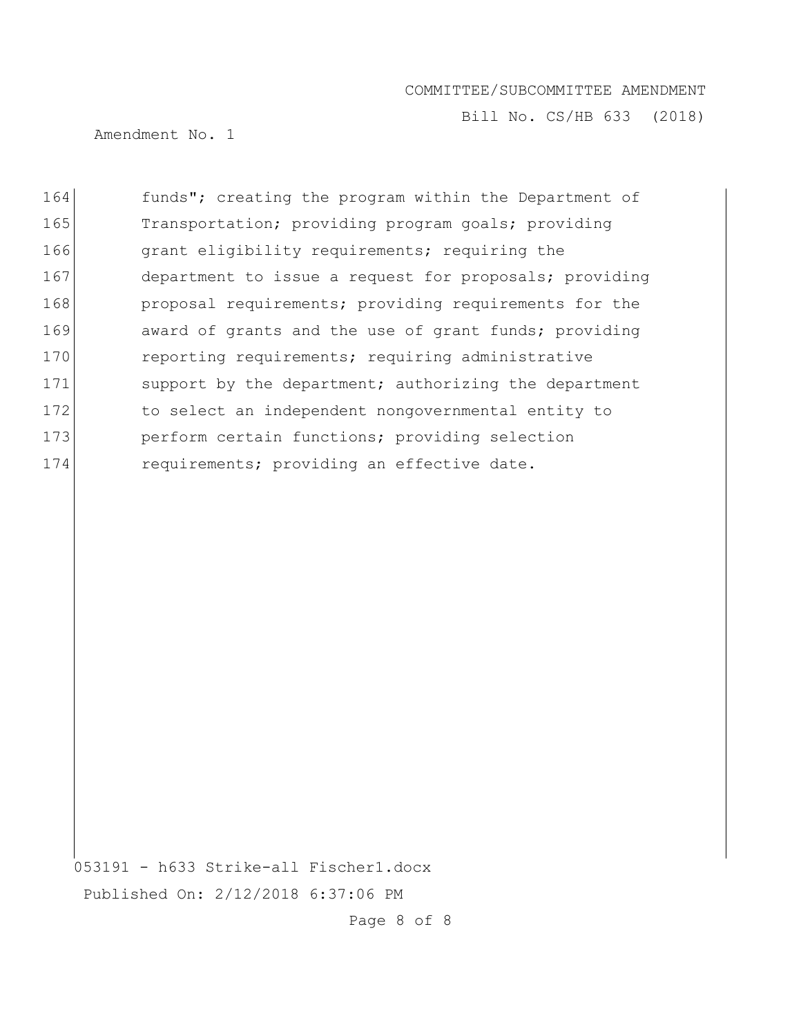164 funds"; creating the program within the Department of
165 Transportation; providing program goals; providing
166 grant eligibility requirements; requiring the
167 department to issue a request for proposals; providing
168 proposal requirements; providing requirements for the
169 award of grants and the use of grant funds; providing
170 reporting requirements; requiring administrative
171 support by the department; authorizing the department
172 to select an independent nongovernmental entity to
173 perform certain functions; providing selection
174 requirements; providing an effective date.